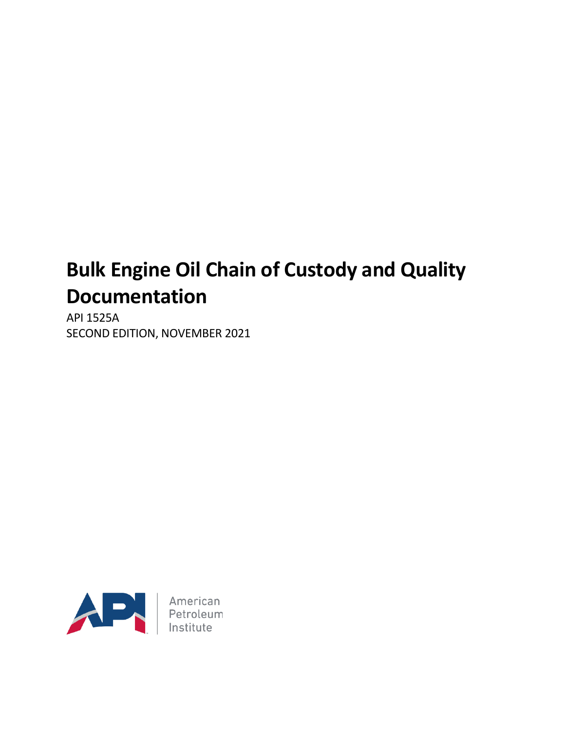# Bulk Engine Oil Chain of Custody and Quality Documentation

API 1525A
SECOND EDITION, NOVEMBER 2021

American
Petroleum
Institute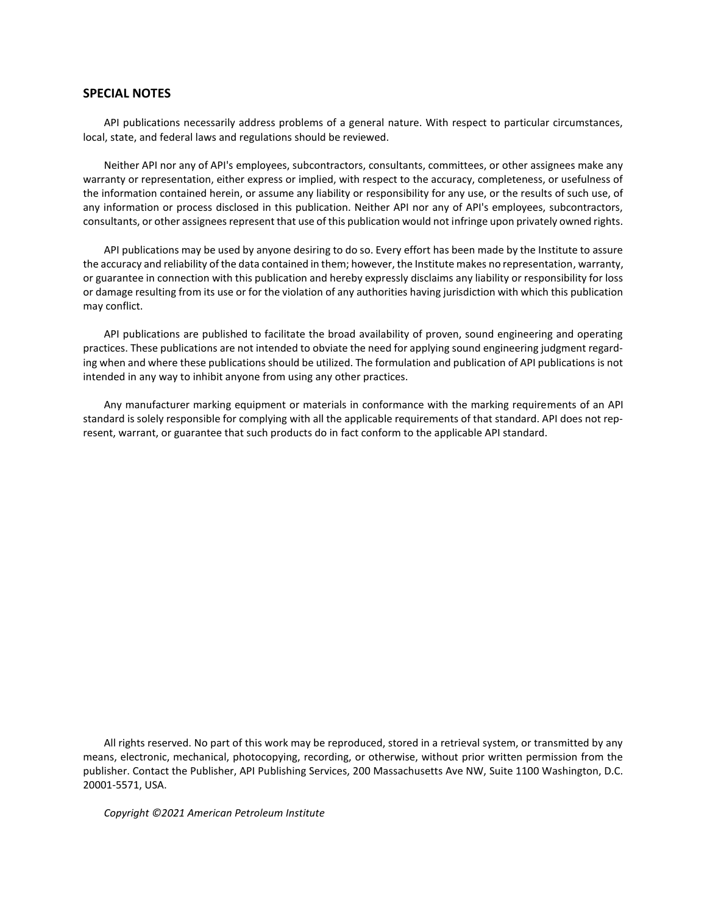## SPECIAL NOTES

API publications necessarily address problems of a general nature. With respect to particular circumstances, local, state, and federal laws and regulations should be reviewed.

Neither API nor any of API's employees, subcontractors, consultants, committees, or other assignees make any warranty or representation, either express or implied, with respect to the accuracy, completeness, or usefulness of the information contained herein, or assume any liability or responsibility for any use, or the results of such use, of any information or process disclosed in this publication. Neither API nor any of API's employees, subcontractors, consultants, or other assignees represent that use of this publication would not infringe upon privately owned rights.

API publications may be used by anyone desiring to do so. Every effort has been made by the Institute to assure the accuracy and reliability of the data contained in them; however, the Institute makes no representation, warranty, or guarantee in connection with this publication and hereby expressly disclaims any liability or responsibility for loss or damage resulting from its use or for the violation of any authorities having jurisdiction with which this publication may conflict.

API publications are published to facilitate the broad availability of proven, sound engineering and operating practices. These publications are not intended to obviate the need for applying sound engineering judgment regarding when and where these publications should be utilized. The formulation and publication of API publications is not intended in any way to inhibit anyone from using any other practices.

Any manufacturer marking equipment or materials in conformance with the marking requirements of an API standard is solely responsible for complying with all the applicable requirements of that standard. API does not represent, warrant, or guarantee that such products do in fact conform to the applicable API standard.

All rights reserved. No part of this work may be reproduced, stored in a retrieval system, or transmitted by any means, electronic, mechanical, photocopying, recording, or otherwise, without prior written permission from the publisher. Contact the Publisher, API Publishing Services, 200 Massachusetts Ave NW, Suite 1100 Washington, D.C. 20001-5571, USA.

*Copyright ©2021 American Petroleum Institute*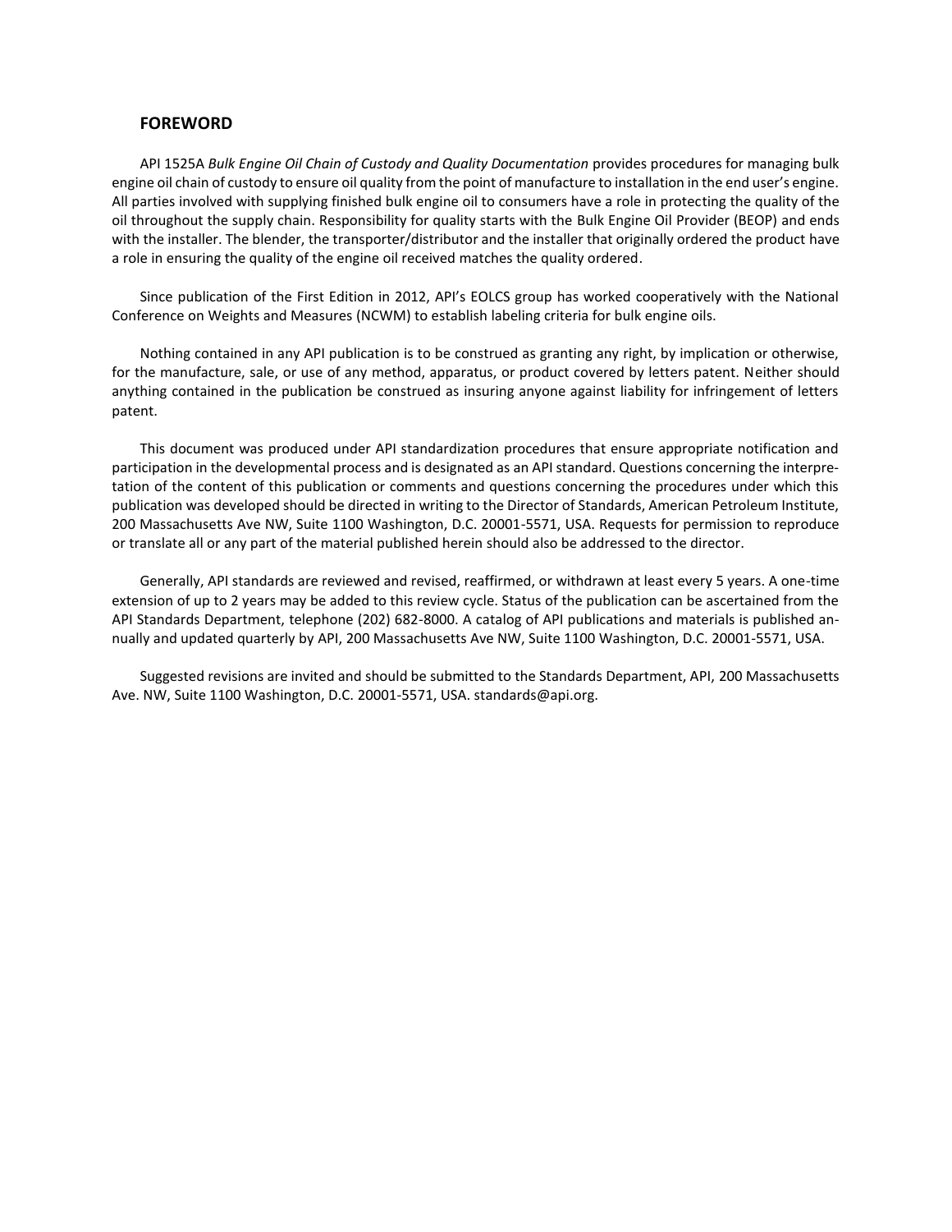## FOREWORD

API 1525A *Bulk Engine Oil Chain of Custody and Quality Documentation* provides procedures for managing bulk engine oil chain of custody to ensure oil quality from the point of manufacture to installation in the end user's engine. All parties involved with supplying finished bulk engine oil to consumers have a role in protecting the quality of the oil throughout the supply chain. Responsibility for quality starts with the Bulk Engine Oil Provider (BEOP) and ends with the installer. The blender, the transporter/distributor and the installer that originally ordered the product have a role in ensuring the quality of the engine oil received matches the quality ordered.

Since publication of the First Edition in 2012, API's EOLCS group has worked cooperatively with the National Conference on Weights and Measures (NCWM) to establish labeling criteria for bulk engine oils.

Nothing contained in any API publication is to be construed as granting any right, by implication or otherwise, for the manufacture, sale, or use of any method, apparatus, or product covered by letters patent. Neither should anything contained in the publication be construed as insuring anyone against liability for infringement of letters patent.

This document was produced under API standardization procedures that ensure appropriate notification and participation in the developmental process and is designated as an API standard. Questions concerning the interpretation of the content of this publication or comments and questions concerning the procedures under which this publication was developed should be directed in writing to the Director of Standards, American Petroleum Institute, 200 Massachusetts Ave NW, Suite 1100 Washington, D.C. 20001-5571, USA. Requests for permission to reproduce or translate all or any part of the material published herein should also be addressed to the director.

Generally, API standards are reviewed and revised, reaffirmed, or withdrawn at least every 5 years. A one-time extension of up to 2 years may be added to this review cycle. Status of the publication can be ascertained from the API Standards Department, telephone (202) 682-8000. A catalog of API publications and materials is published annually and updated quarterly by API, 200 Massachusetts Ave NW, Suite 1100 Washington, D.C. 20001-5571, USA.

Suggested revisions are invited and should be submitted to the Standards Department, API, 200 Massachusetts Ave. NW, Suite 1100 Washington, D.C. 20001-5571, USA. standards@api.org.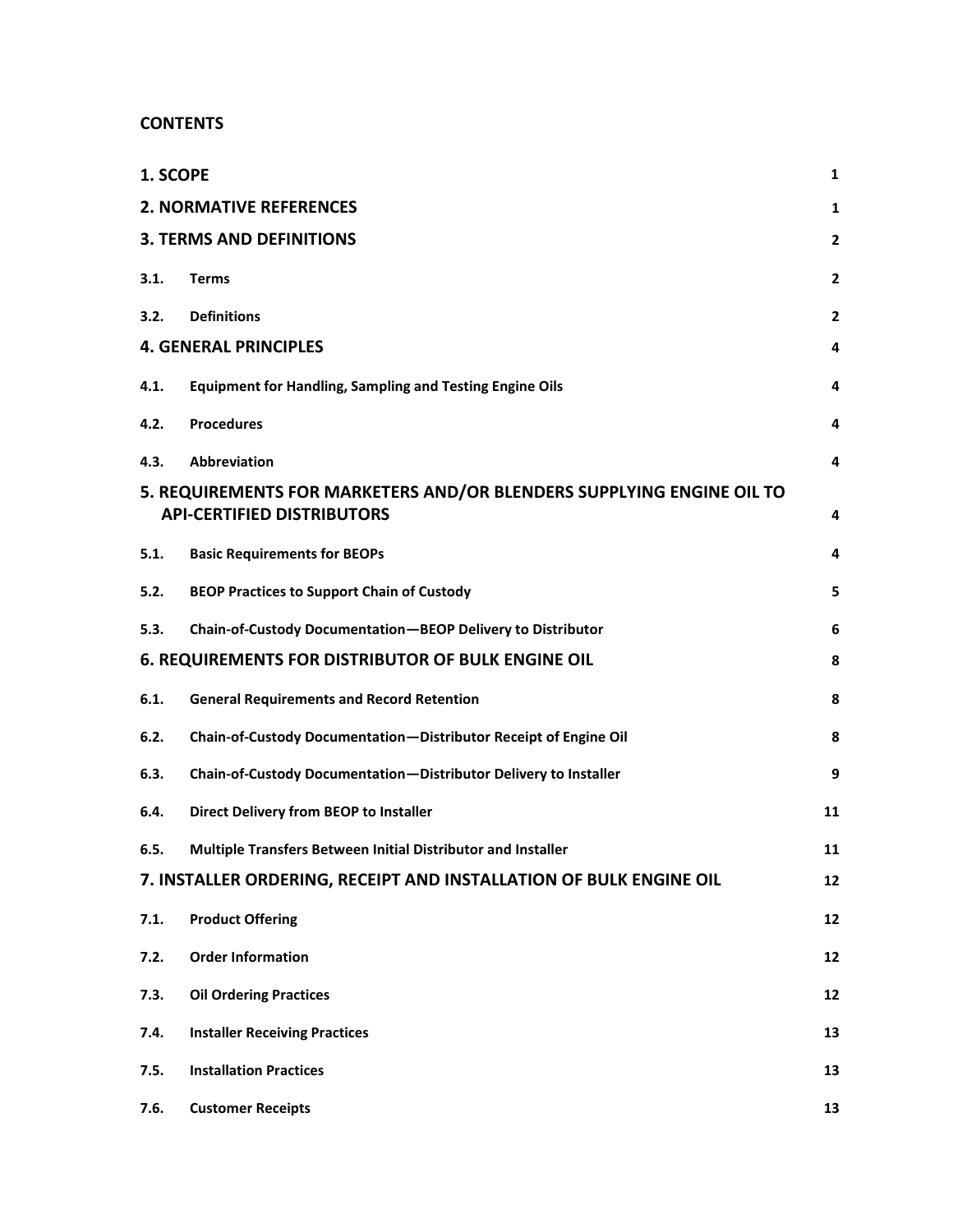**CONTENTS**

| | | |
|---|---|---|
| **1. SCOPE** | | **1** |
| **2. NORMATIVE REFERENCES** | | **1** |
| **3. TERMS AND DEFINITIONS** | | **2** |
| **3.1.** | **Terms** | **2** |
| **3.2.** | **Definitions** | **2** |
| **4. GENERAL PRINCIPLES** | | **4** |
| **4.1.** | **Equipment for Handling, Sampling and Testing Engine Oils** | **4** |
| **4.2.** | **Procedures** | **4** |
| **4.3.** | **Abbreviation** | **4** |
| **5. REQUIREMENTS FOR MARKETERS AND/OR BLENDERS SUPPLYING ENGINE OIL TO API-CERTIFIED DISTRIBUTORS** | | **4** |
| **5.1.** | **Basic Requirements for BEOPs** | **4** |
| **5.2.** | **BEOP Practices to Support Chain of Custody** | **5** |
| **5.3.** | **Chain-of-Custody Documentation—BEOP Delivery to Distributor** | **6** |
| **6. REQUIREMENTS FOR DISTRIBUTOR OF BULK ENGINE OIL** | | **8** |
| **6.1.** | **General Requirements and Record Retention** | **8** |
| **6.2.** | **Chain-of-Custody Documentation—Distributor Receipt of Engine Oil** | **8** |
| **6.3.** | **Chain-of-Custody Documentation—Distributor Delivery to Installer** | **9** |
| **6.4.** | **Direct Delivery from BEOP to Installer** | **11** |
| **6.5.** | **Multiple Transfers Between Initial Distributor and Installer** | **11** |
| **7. INSTALLER ORDERING, RECEIPT AND INSTALLATION OF BULK ENGINE OIL** | | **12** |
| **7.1.** | **Product Offering** | **12** |
| **7.2.** | **Order Information** | **12** |
| **7.3.** | **Oil Ordering Practices** | **12** |
| **7.4.** | **Installer Receiving Practices** | **13** |
| **7.5.** | **Installation Practices** | **13** |
| **7.6.** | **Customer Receipts** | **13** |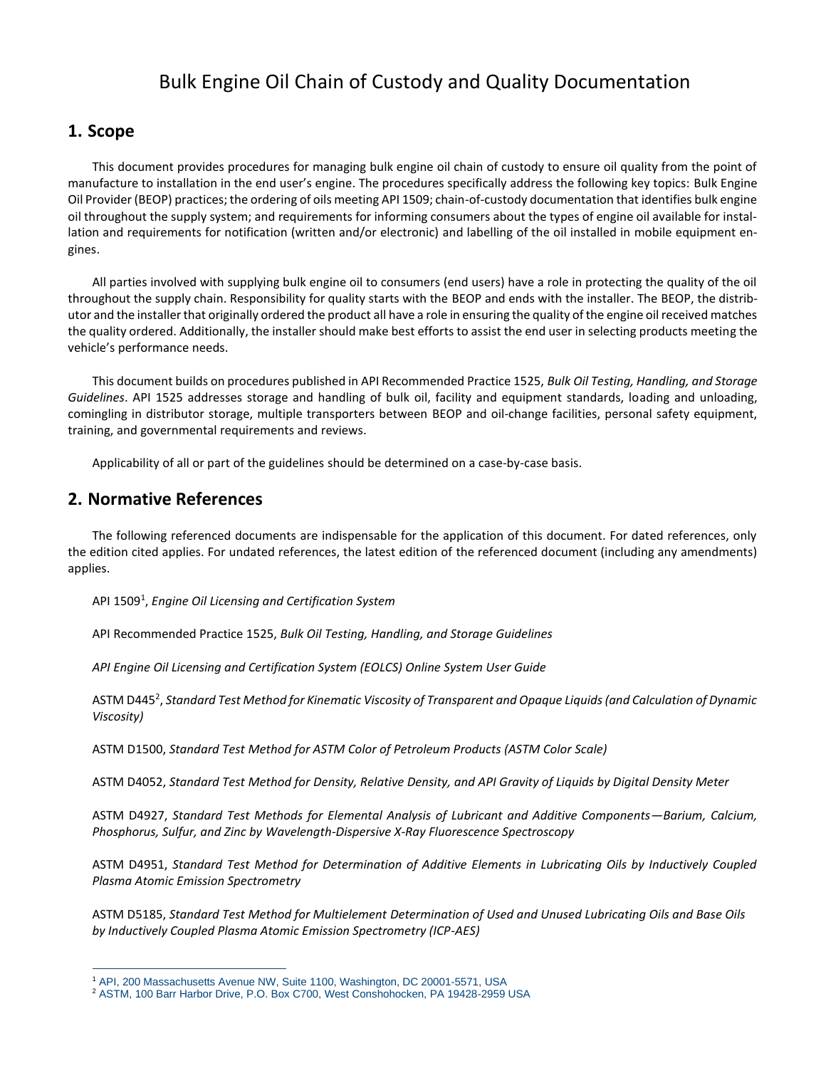# Bulk Engine Oil Chain of Custody and Quality Documentation

## 1. Scope

This document provides procedures for managing bulk engine oil chain of custody to ensure oil quality from the point of manufacture to installation in the end user's engine. The procedures specifically address the following key topics: Bulk Engine Oil Provider (BEOP) practices; the ordering of oils meeting API 1509; chain-of-custody documentation that identifies bulk engine oil throughout the supply system; and requirements for informing consumers about the types of engine oil available for installation and requirements for notification (written and/or electronic) and labelling of the oil installed in mobile equipment engines.

All parties involved with supplying bulk engine oil to consumers (end users) have a role in protecting the quality of the oil throughout the supply chain. Responsibility for quality starts with the BEOP and ends with the installer. The BEOP, the distributor and the installer that originally ordered the product all have a role in ensuring the quality of the engine oil received matches the quality ordered. Additionally, the installer should make best efforts to assist the end user in selecting products meeting the vehicle's performance needs.

This document builds on procedures published in API Recommended Practice 1525, *Bulk Oil Testing, Handling, and Storage Guidelines*. API 1525 addresses storage and handling of bulk oil, facility and equipment standards, loading and unloading, comingling in distributor storage, multiple transporters between BEOP and oil-change facilities, personal safety equipment, training, and governmental requirements and reviews.

Applicability of all or part of the guidelines should be determined on a case-by-case basis.

## 2. Normative References

The following referenced documents are indispensable for the application of this document. For dated references, only the edition cited applies. For undated references, the latest edition of the referenced document (including any amendments) applies.

API 1509[1], *Engine Oil Licensing and Certification System*

API Recommended Practice 1525, *Bulk Oil Testing, Handling, and Storage Guidelines*

*API Engine Oil Licensing and Certification System (EOLCS) Online System User Guide*

ASTM D445[2], *Standard Test Method for Kinematic Viscosity of Transparent and Opaque Liquids (and Calculation of Dynamic Viscosity)*

ASTM D1500, *Standard Test Method for ASTM Color of Petroleum Products (ASTM Color Scale)*

ASTM D4052, *Standard Test Method for Density, Relative Density, and API Gravity of Liquids by Digital Density Meter*

ASTM D4927, *Standard Test Methods for Elemental Analysis of Lubricant and Additive Components—Barium, Calcium, Phosphorus, Sulfur, and Zinc by Wavelength-Dispersive X-Ray Fluorescence Spectroscopy*

ASTM D4951, *Standard Test Method for Determination of Additive Elements in Lubricating Oils by Inductively Coupled Plasma Atomic Emission Spectrometry*

ASTM D5185, *Standard Test Method for Multielement Determination of Used and Unused Lubricating Oils and Base Oils by Inductively Coupled Plasma Atomic Emission Spectrometry (ICP-AES)*

[1] API, 200 Massachusetts Avenue NW, Suite 1100, Washington, DC 20001-5571, USA

[2] ASTM, 100 Barr Harbor Drive, P.O. Box C700, West Conshohocken, PA 19428-2959 USA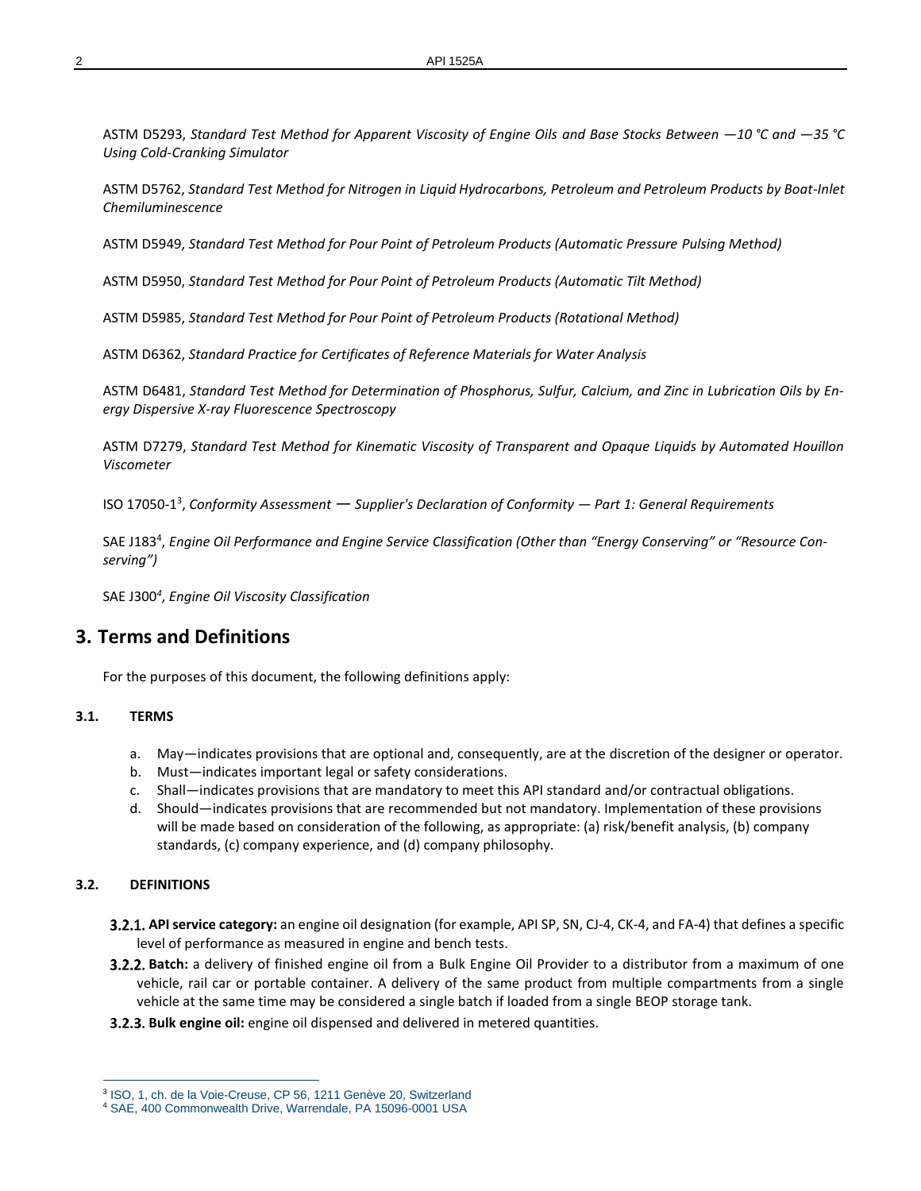ASTM D5293, *Standard Test Method for Apparent Viscosity of Engine Oils and Base Stocks Between —10 °C and —35 °C Using Cold-Cranking Simulator*

ASTM D5762, *Standard Test Method for Nitrogen in Liquid Hydrocarbons, Petroleum and Petroleum Products by Boat-Inlet Chemiluminescence*

ASTM D5949, *Standard Test Method for Pour Point of Petroleum Products (Automatic Pressure Pulsing Method)*

ASTM D5950, *Standard Test Method for Pour Point of Petroleum Products (Automatic Tilt Method)*

ASTM D5985, *Standard Test Method for Pour Point of Petroleum Products (Rotational Method)*

ASTM D6362, *Standard Practice for Certificates of Reference Materials for Water Analysis*

ASTM D6481, *Standard Test Method for Determination of Phosphorus, Sulfur, Calcium, and Zinc in Lubrication Oils by Energy Dispersive X-ray Fluorescence Spectroscopy*

ASTM D7279, *Standard Test Method for Kinematic Viscosity of Transparent and Opaque Liquids by Automated Houillon Viscometer*

ISO 17050-1[3], *Conformity Assessment — Supplier's Declaration of Conformity — Part 1: General Requirements*

SAE J183[4], *Engine Oil Performance and Engine Service Classification (Other than "Energy Conserving" or "Resource Conserving")*

SAE J300[4], *Engine Oil Viscosity Classification*

## 3. Terms and Definitions

For the purposes of this document, the following definitions apply:

### 3.1. TERMS

a. May—indicates provisions that are optional and, consequently, are at the discretion of the designer or operator.
b. Must—indicates important legal or safety considerations.
c. Shall—indicates provisions that are mandatory to meet this API standard and/or contractual obligations.
d. Should—indicates provisions that are recommended but not mandatory. Implementation of these provisions will be made based on consideration of the following, as appropriate: (a) risk/benefit analysis, (b) company standards, (c) company experience, and (d) company philosophy.

### 3.2. DEFINITIONS

**3.2.1. API service category:** an engine oil designation (for example, API SP, SN, CJ-4, CK-4, and FA-4) that defines a specific level of performance as measured in engine and bench tests.

**3.2.2. Batch:** a delivery of finished engine oil from a Bulk Engine Oil Provider to a distributor from a maximum of one vehicle, rail car or portable container. A delivery of the same product from multiple compartments from a single vehicle at the same time may be considered a single batch if loaded from a single BEOP storage tank.

**3.2.3. Bulk engine oil:** engine oil dispensed and delivered in metered quantities.

---

[3] ISO, 1, ch. de la Voie-Creuse, CP 56, 1211 Genève 20, Switzerland
[4] SAE, 400 Commonwealth Drive, Warrendale, PA 15096-0001 USA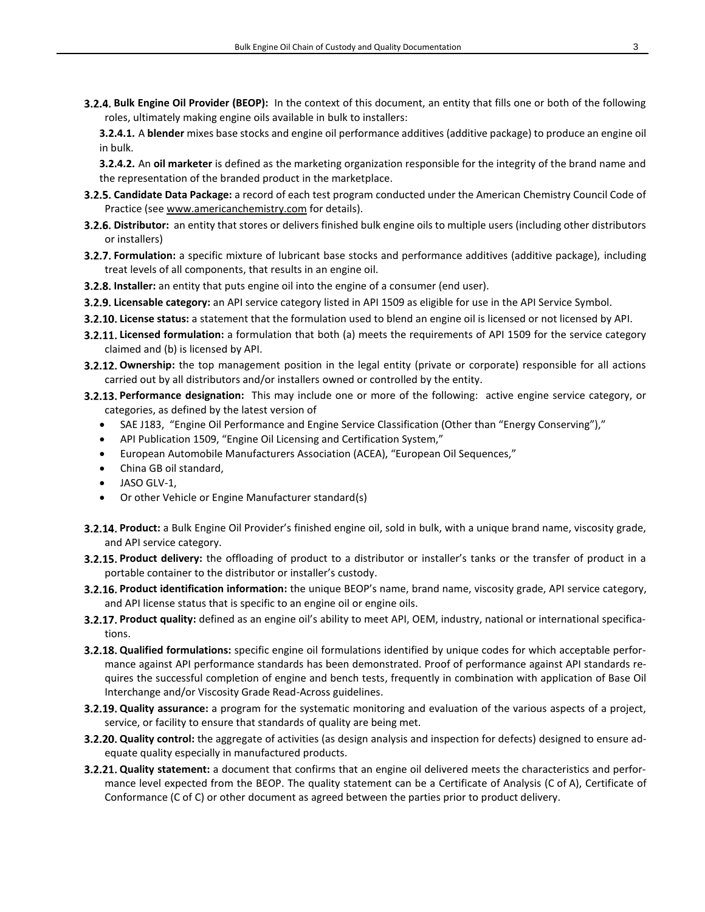**3.2.4. Bulk Engine Oil Provider (BEOP):** In the context of this document, an entity that fills one or both of the following roles, ultimately making engine oils available in bulk to installers:

**3.2.4.1.** A **blender** mixes base stocks and engine oil performance additives (additive package) to produce an engine oil in bulk.

**3.2.4.2.** An **oil marketer** is defined as the marketing organization responsible for the integrity of the brand name and the representation of the branded product in the marketplace.

**3.2.5. Candidate Data Package:** a record of each test program conducted under the American Chemistry Council Code of Practice (see www.americanchemistry.com for details).

**3.2.6. Distributor:** an entity that stores or delivers finished bulk engine oils to multiple users (including other distributors or installers)

**3.2.7. Formulation:** a specific mixture of lubricant base stocks and performance additives (additive package), including treat levels of all components, that results in an engine oil.

**3.2.8. Installer:** an entity that puts engine oil into the engine of a consumer (end user).

**3.2.9. Licensable category:** an API service category listed in API 1509 as eligible for use in the API Service Symbol.

**3.2.10. License status:** a statement that the formulation used to blend an engine oil is licensed or not licensed by API.

**3.2.11. Licensed formulation:** a formulation that both (a) meets the requirements of API 1509 for the service category claimed and (b) is licensed by API.

**3.2.12. Ownership:** the top management position in the legal entity (private or corporate) responsible for all actions carried out by all distributors and/or installers owned or controlled by the entity.

**3.2.13. Performance designation:** This may include one or more of the following: active engine service category, or categories, as defined by the latest version of

- SAE J183, "Engine Oil Performance and Engine Service Classification (Other than "Energy Conserving"),"
- API Publication 1509, "Engine Oil Licensing and Certification System,"
- European Automobile Manufacturers Association (ACEA), "European Oil Sequences,"
- China GB oil standard,
- JASO GLV-1,
- Or other Vehicle or Engine Manufacturer standard(s)

**3.2.14. Product:** a Bulk Engine Oil Provider's finished engine oil, sold in bulk, with a unique brand name, viscosity grade, and API service category.

**3.2.15. Product delivery:** the offloading of product to a distributor or installer's tanks or the transfer of product in a portable container to the distributor or installer's custody.

**3.2.16. Product identification information:** the unique BEOP's name, brand name, viscosity grade, API service category, and API license status that is specific to an engine oil or engine oils.

**3.2.17. Product quality:** defined as an engine oil's ability to meet API, OEM, industry, national or international specifications.

**3.2.18. Qualified formulations:** specific engine oil formulations identified by unique codes for which acceptable performance against API performance standards has been demonstrated. Proof of performance against API standards requires the successful completion of engine and bench tests, frequently in combination with application of Base Oil Interchange and/or Viscosity Grade Read-Across guidelines.

**3.2.19. Quality assurance:** a program for the systematic monitoring and evaluation of the various aspects of a project, service, or facility to ensure that standards of quality are being met.

**3.2.20. Quality control:** the aggregate of activities (as design analysis and inspection for defects) designed to ensure adequate quality especially in manufactured products.

**3.2.21. Quality statement:** a document that confirms that an engine oil delivered meets the characteristics and performance level expected from the BEOP. The quality statement can be a Certificate of Analysis (C of A), Certificate of Conformance (C of C) or other document as agreed between the parties prior to product delivery.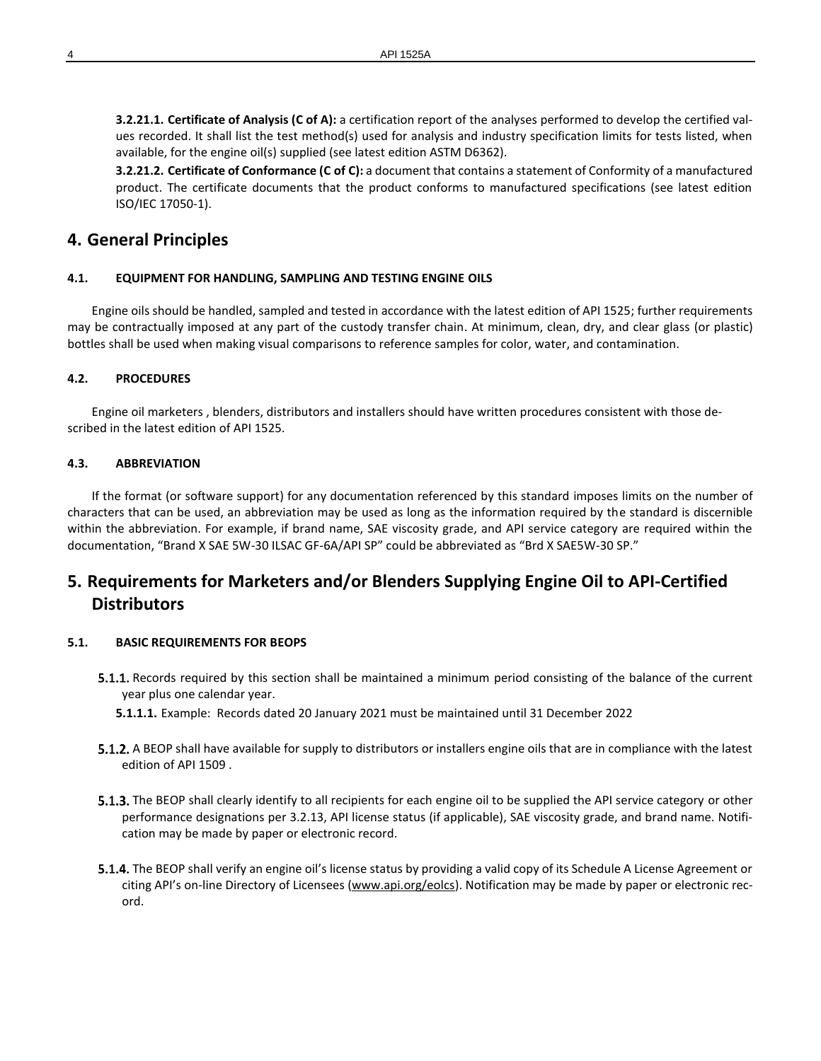**3.2.21.1. Certificate of Analysis (C of A):** a certification report of the analyses performed to develop the certified values recorded. It shall list the test method(s) used for analysis and industry specification limits for tests listed, when available, for the engine oil(s) supplied (see latest edition ASTM D6362).

**3.2.21.2. Certificate of Conformance (C of C):** a document that contains a statement of Conformity of a manufactured product. The certificate documents that the product conforms to manufactured specifications (see latest edition ISO/IEC 17050-1).

# 4. General Principles

### 4.1. EQUIPMENT FOR HANDLING, SAMPLING AND TESTING ENGINE OILS

Engine oils should be handled, sampled and tested in accordance with the latest edition of API 1525; further requirements may be contractually imposed at any part of the custody transfer chain. At minimum, clean, dry, and clear glass (or plastic) bottles shall be used when making visual comparisons to reference samples for color, water, and contamination.

### 4.2. PROCEDURES

Engine oil marketers , blenders, distributors and installers should have written procedures consistent with those described in the latest edition of API 1525.

### 4.3. ABBREVIATION

If the format (or software support) for any documentation referenced by this standard imposes limits on the number of characters that can be used, an abbreviation may be used as long as the information required by the standard is discernible within the abbreviation. For example, if brand name, SAE viscosity grade, and API service category are required within the documentation, "Brand X SAE 5W-30 ILSAC GF-6A/API SP" could be abbreviated as "Brd X SAE5W-30 SP."

# 5. Requirements for Marketers and/or Blenders Supplying Engine Oil to API-Certified Distributors

### 5.1. BASIC REQUIREMENTS FOR BEOPS

**5.1.1.** Records required by this section shall be maintained a minimum period consisting of the balance of the current year plus one calendar year.

**5.1.1.1.** Example: Records dated 20 January 2021 must be maintained until 31 December 2022

**5.1.2.** A BEOP shall have available for supply to distributors or installers engine oils that are in compliance with the latest edition of API 1509 .

**5.1.3.** The BEOP shall clearly identify to all recipients for each engine oil to be supplied the API service category or other performance designations per 3.2.13, API license status (if applicable), SAE viscosity grade, and brand name. Notification may be made by paper or electronic record.

**5.1.4.** The BEOP shall verify an engine oil's license status by providing a valid copy of its Schedule A License Agreement or citing API's on-line Directory of Licensees (www.api.org/eolcs). Notification may be made by paper or electronic record.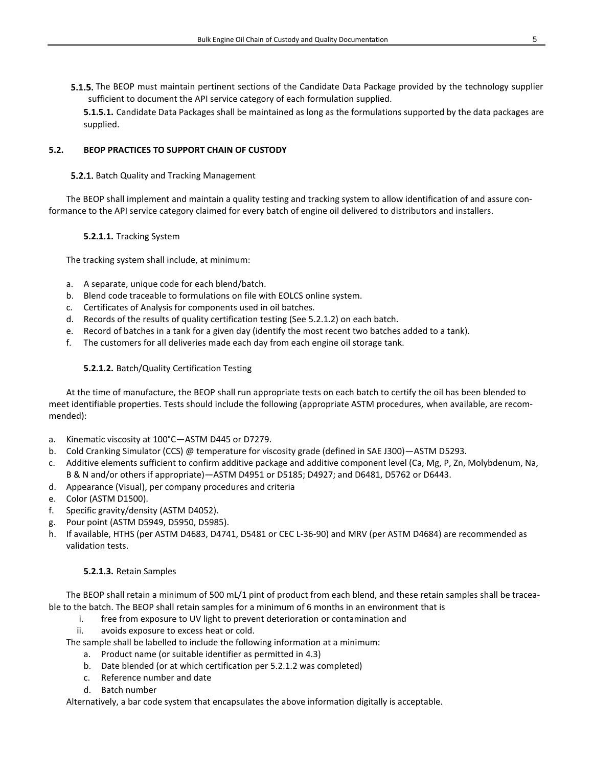5.1.5. The BEOP must maintain pertinent sections of the Candidate Data Package provided by the technology supplier sufficient to document the API service category of each formulation supplied.

**5.1.5.1.** Candidate Data Packages shall be maintained as long as the formulations supported by the data packages are supplied.

## 5.2. BEOP PRACTICES TO SUPPORT CHAIN OF CUSTODY

### 5.2.1. Batch Quality and Tracking Management

The BEOP shall implement and maintain a quality testing and tracking system to allow identification of and assure conformance to the API service category claimed for every batch of engine oil delivered to distributors and installers.

#### **5.2.1.1.** Tracking System

The tracking system shall include, at minimum:

a. A separate, unique code for each blend/batch.
b. Blend code traceable to formulations on file with EOLCS online system.
c. Certificates of Analysis for components used in oil batches.
d. Records of the results of quality certification testing (See 5.2.1.2) on each batch.
e. Record of batches in a tank for a given day (identify the most recent two batches added to a tank).
f. The customers for all deliveries made each day from each engine oil storage tank.

#### **5.2.1.2.** Batch/Quality Certification Testing

At the time of manufacture, the BEOP shall run appropriate tests on each batch to certify the oil has been blended to meet identifiable properties. Tests should include the following (appropriate ASTM procedures, when available, are recommended):

a. Kinematic viscosity at 100°C—ASTM D445 or D7279.
b. Cold Cranking Simulator (CCS) @ temperature for viscosity grade (defined in SAE J300)—ASTM D5293.
c. Additive elements sufficient to confirm additive package and additive component level (Ca, Mg, P, Zn, Molybdenum, Na, B & N and/or others if appropriate)—ASTM D4951 or D5185; D4927; and D6481, D5762 or D6443.
d. Appearance (Visual), per company procedures and criteria
e. Color (ASTM D1500).
f. Specific gravity/density (ASTM D4052).
g. Pour point (ASTM D5949, D5950, D5985).
h. If available, HTHS (per ASTM D4683, D4741, D5481 or CEC L-36-90) and MRV (per ASTM D4684) are recommended as validation tests.

#### **5.2.1.3.** Retain Samples

The BEOP shall retain a minimum of 500 mL/1 pint of product from each blend, and these retain samples shall be traceable to the batch. The BEOP shall retain samples for a minimum of 6 months in an environment that is

i. free from exposure to UV light to prevent deterioration or contamination and
ii. avoids exposure to excess heat or cold.

The sample shall be labelled to include the following information at a minimum:

a. Product name (or suitable identifier as permitted in 4.3)
b. Date blended (or at which certification per 5.2.1.2 was completed)
c. Reference number and date
d. Batch number

Alternatively, a bar code system that encapsulates the above information digitally is acceptable.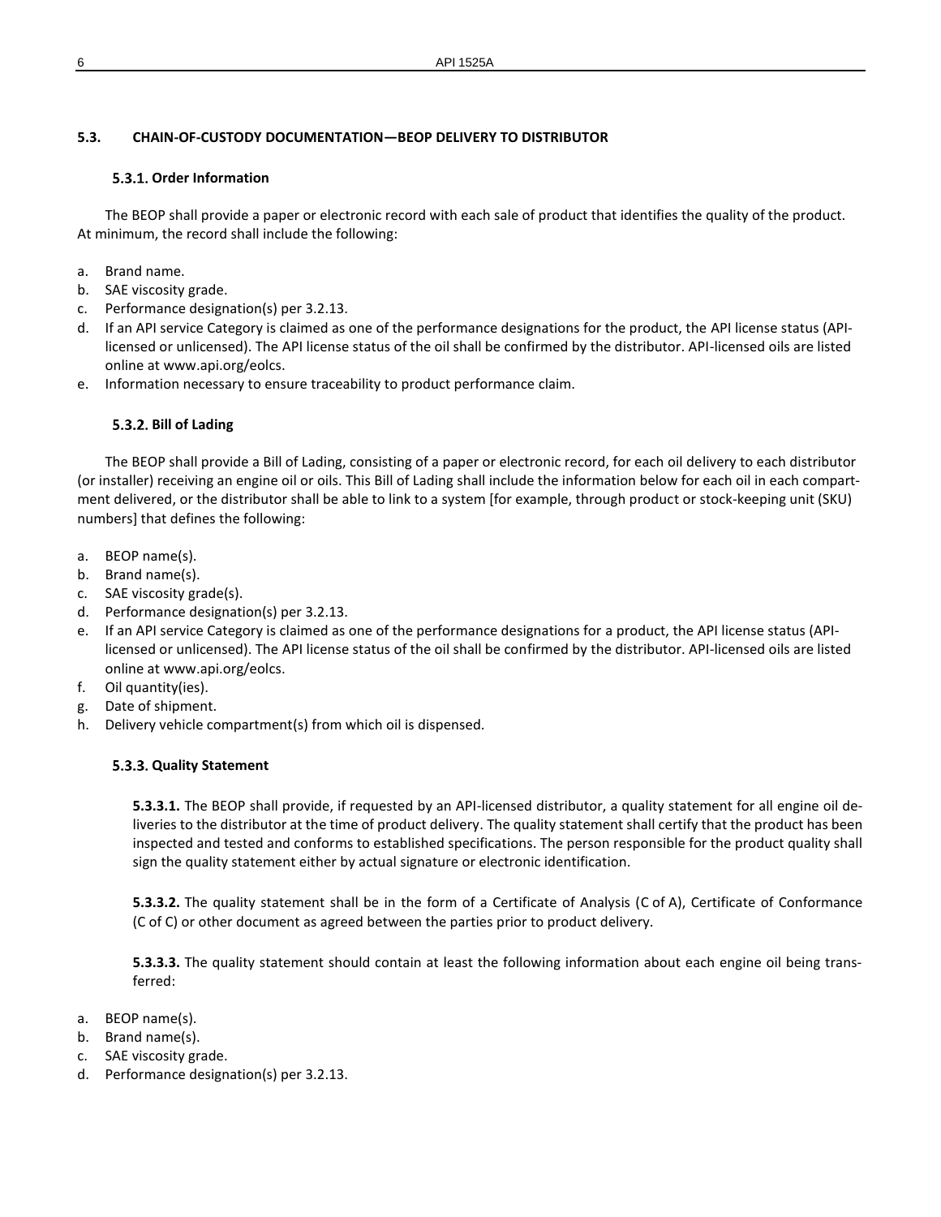## 5.3. CHAIN-OF-CUSTODY DOCUMENTATION—BEOP DELIVERY TO DISTRIBUTOR

### 5.3.1. Order Information

The BEOP shall provide a paper or electronic record with each sale of product that identifies the quality of the product. At minimum, the record shall include the following:

a. Brand name.
b. SAE viscosity grade.
c. Performance designation(s) per 3.2.13.
d. If an API service Category is claimed as one of the performance designations for the product, the API license status (API-licensed or unlicensed). The API license status of the oil shall be confirmed by the distributor. API-licensed oils are listed online at www.api.org/eolcs.
e. Information necessary to ensure traceability to product performance claim.

### 5.3.2. Bill of Lading

The BEOP shall provide a Bill of Lading, consisting of a paper or electronic record, for each oil delivery to each distributor (or installer) receiving an engine oil or oils. This Bill of Lading shall include the information below for each oil in each compartment delivered, or the distributor shall be able to link to a system [for example, through product or stock-keeping unit (SKU) numbers] that defines the following:

a. BEOP name(s).
b. Brand name(s).
c. SAE viscosity grade(s).
d. Performance designation(s) per 3.2.13.
e. If an API service Category is claimed as one of the performance designations for a product, the API license status (API-licensed or unlicensed). The API license status of the oil shall be confirmed by the distributor. API-licensed oils are listed online at www.api.org/eolcs.
f. Oil quantity(ies).
g. Date of shipment.
h. Delivery vehicle compartment(s) from which oil is dispensed.

### 5.3.3. Quality Statement

**5.3.3.1.** The BEOP shall provide, if requested by an API-licensed distributor, a quality statement for all engine oil deliveries to the distributor at the time of product delivery. The quality statement shall certify that the product has been inspected and tested and conforms to established specifications. The person responsible for the product quality shall sign the quality statement either by actual signature or electronic identification.

**5.3.3.2.** The quality statement shall be in the form of a Certificate of Analysis (C of A), Certificate of Conformance (C of C) or other document as agreed between the parties prior to product delivery.

**5.3.3.3.** The quality statement should contain at least the following information about each engine oil being transferred:

a. BEOP name(s).
b. Brand name(s).
c. SAE viscosity grade.
d. Performance designation(s) per 3.2.13.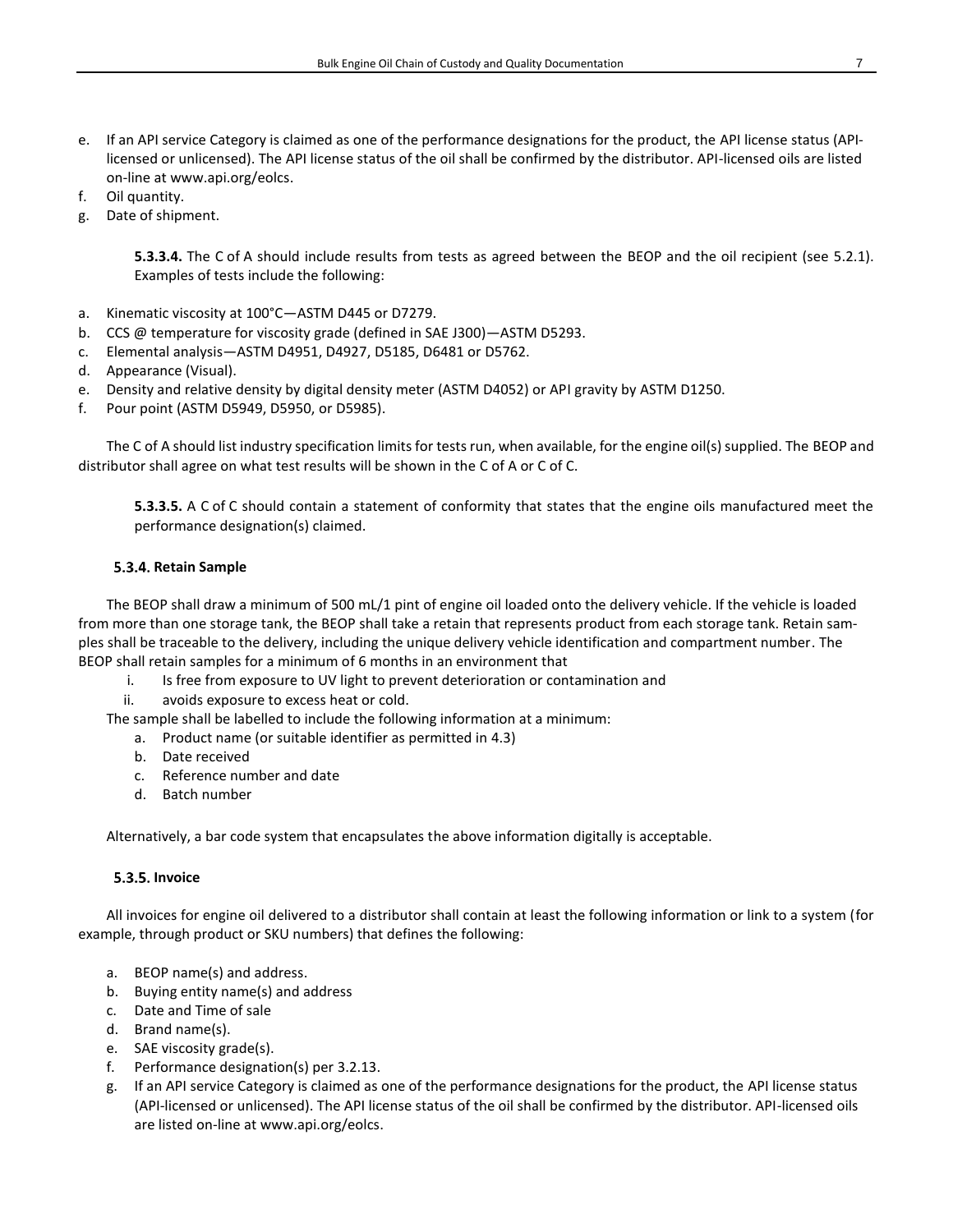e. If an API service Category is claimed as one of the performance designations for the product, the API license status (API-licensed or unlicensed). The API license status of the oil shall be confirmed by the distributor. API-licensed oils are listed on-line at www.api.org/eolcs.
f. Oil quantity.
g. Date of shipment.

**5.3.3.4.** The C of A should include results from tests as agreed between the BEOP and the oil recipient (see 5.2.1). Examples of tests include the following:

a. Kinematic viscosity at 100°C—ASTM D445 or D7279.
b. CCS @ temperature for viscosity grade (defined in SAE J300)—ASTM D5293.
c. Elemental analysis—ASTM D4951, D4927, D5185, D6481 or D5762.
d. Appearance (Visual).
e. Density and relative density by digital density meter (ASTM D4052) or API gravity by ASTM D1250.
f. Pour point (ASTM D5949, D5950, or D5985).

The C of A should list industry specification limits for tests run, when available, for the engine oil(s) supplied. The BEOP and distributor shall agree on what test results will be shown in the C of A or C of C.

**5.3.3.5.** A C of C should contain a statement of conformity that states that the engine oils manufactured meet the performance designation(s) claimed.

#### 5.3.4. Retain Sample

The BEOP shall draw a minimum of 500 mL/1 pint of engine oil loaded onto the delivery vehicle. If the vehicle is loaded from more than one storage tank, the BEOP shall take a retain that represents product from each storage tank. Retain samples shall be traceable to the delivery, including the unique delivery vehicle identification and compartment number. The BEOP shall retain samples for a minimum of 6 months in an environment that

i. Is free from exposure to UV light to prevent deterioration or contamination and
ii. avoids exposure to excess heat or cold.

The sample shall be labelled to include the following information at a minimum:

a. Product name (or suitable identifier as permitted in 4.3)
b. Date received
c. Reference number and date
d. Batch number

Alternatively, a bar code system that encapsulates the above information digitally is acceptable.

#### 5.3.5. Invoice

All invoices for engine oil delivered to a distributor shall contain at least the following information or link to a system (for example, through product or SKU numbers) that defines the following:

a. BEOP name(s) and address.
b. Buying entity name(s) and address
c. Date and Time of sale
d. Brand name(s).
e. SAE viscosity grade(s).
f. Performance designation(s) per 3.2.13.
g. If an API service Category is claimed as one of the performance designations for the product, the API license status (API-licensed or unlicensed). The API license status of the oil shall be confirmed by the distributor. API-licensed oils are listed on-line at www.api.org/eolcs.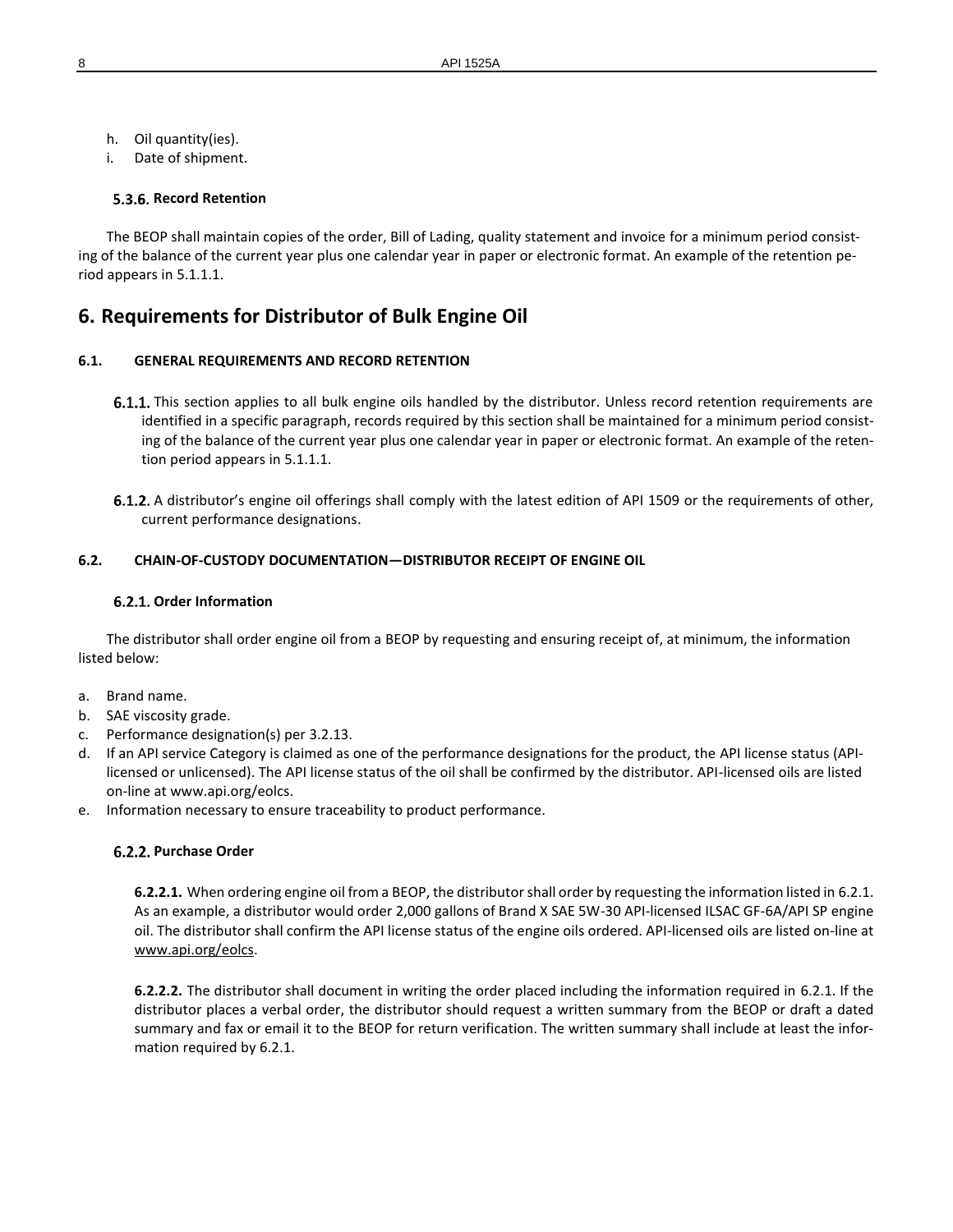h. Oil quantity(ies).
i. Date of shipment.

#### 5.3.6. Record Retention

The BEOP shall maintain copies of the order, Bill of Lading, quality statement and invoice for a minimum period consisting of the balance of the current year plus one calendar year in paper or electronic format. An example of the retention period appears in 5.1.1.1.

# 6. Requirements for Distributor of Bulk Engine Oil

## 6.1. GENERAL REQUIREMENTS AND RECORD RETENTION

**6.1.1.** This section applies to all bulk engine oils handled by the distributor. Unless record retention requirements are identified in a specific paragraph, records required by this section shall be maintained for a minimum period consisting of the balance of the current year plus one calendar year in paper or electronic format. An example of the retention period appears in 5.1.1.1.

**6.1.2.** A distributor's engine oil offerings shall comply with the latest edition of API 1509 or the requirements of other, current performance designations.

## 6.2. CHAIN-OF-CUSTODY DOCUMENTATION—DISTRIBUTOR RECEIPT OF ENGINE OIL

### 6.2.1. Order Information

The distributor shall order engine oil from a BEOP by requesting and ensuring receipt of, at minimum, the information listed below:

a. Brand name.
b. SAE viscosity grade.
c. Performance designation(s) per 3.2.13.
d. If an API service Category is claimed as one of the performance designations for the product, the API license status (API-licensed or unlicensed). The API license status of the oil shall be confirmed by the distributor. API-licensed oils are listed on-line at www.api.org/eolcs.
e. Information necessary to ensure traceability to product performance.

### 6.2.2. Purchase Order

**6.2.2.1.** When ordering engine oil from a BEOP, the distributor shall order by requesting the information listed in 6.2.1. As an example, a distributor would order 2,000 gallons of Brand X SAE 5W-30 API-licensed ILSAC GF-6A/API SP engine oil. The distributor shall confirm the API license status of the engine oils ordered. API-licensed oils are listed on-line at www.api.org/eolcs.

**6.2.2.2.** The distributor shall document in writing the order placed including the information required in 6.2.1. If the distributor places a verbal order, the distributor should request a written summary from the BEOP or draft a dated summary and fax or email it to the BEOP for return verification. The written summary shall include at least the information required by 6.2.1.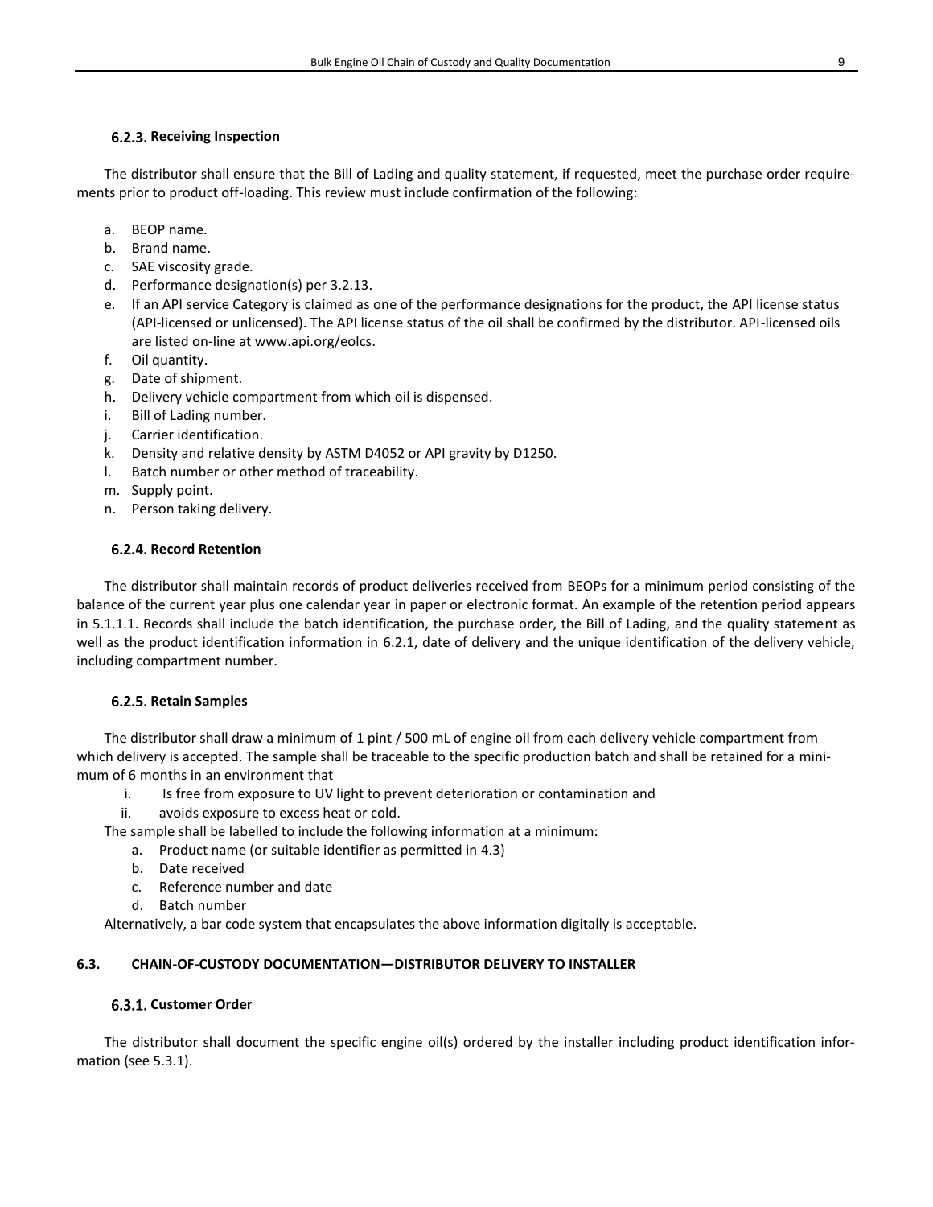### 6.2.3. Receiving Inspection

The distributor shall ensure that the Bill of Lading and quality statement, if requested, meet the purchase order requirements prior to product off-loading. This review must include confirmation of the following:

a. BEOP name.
b. Brand name.
c. SAE viscosity grade.
d. Performance designation(s) per 3.2.13.
e. If an API service Category is claimed as one of the performance designations for the product, the API license status (API-licensed or unlicensed). The API license status of the oil shall be confirmed by the distributor. API-licensed oils are listed on-line at www.api.org/eolcs.
f. Oil quantity.
g. Date of shipment.
h. Delivery vehicle compartment from which oil is dispensed.
i. Bill of Lading number.
j. Carrier identification.
k. Density and relative density by ASTM D4052 or API gravity by D1250.
l. Batch number or other method of traceability.
m. Supply point.
n. Person taking delivery.

### 6.2.4. Record Retention

The distributor shall maintain records of product deliveries received from BEOPs for a minimum period consisting of the balance of the current year plus one calendar year in paper or electronic format. An example of the retention period appears in 5.1.1.1. Records shall include the batch identification, the purchase order, the Bill of Lading, and the quality statement as well as the product identification information in 6.2.1, date of delivery and the unique identification of the delivery vehicle, including compartment number.

### 6.2.5. Retain Samples

The distributor shall draw a minimum of 1 pint / 500 mL of engine oil from each delivery vehicle compartment from which delivery is accepted. The sample shall be traceable to the specific production batch and shall be retained for a minimum of 6 months in an environment that

i. Is free from exposure to UV light to prevent deterioration or contamination and
ii. avoids exposure to excess heat or cold.

The sample shall be labelled to include the following information at a minimum:

a. Product name (or suitable identifier as permitted in 4.3)
b. Date received
c. Reference number and date
d. Batch number

Alternatively, a bar code system that encapsulates the above information digitally is acceptable.

## 6.3. CHAIN-OF-CUSTODY DOCUMENTATION—DISTRIBUTOR DELIVERY TO INSTALLER

### 6.3.1. Customer Order

The distributor shall document the specific engine oil(s) ordered by the installer including product identification information (see 5.3.1).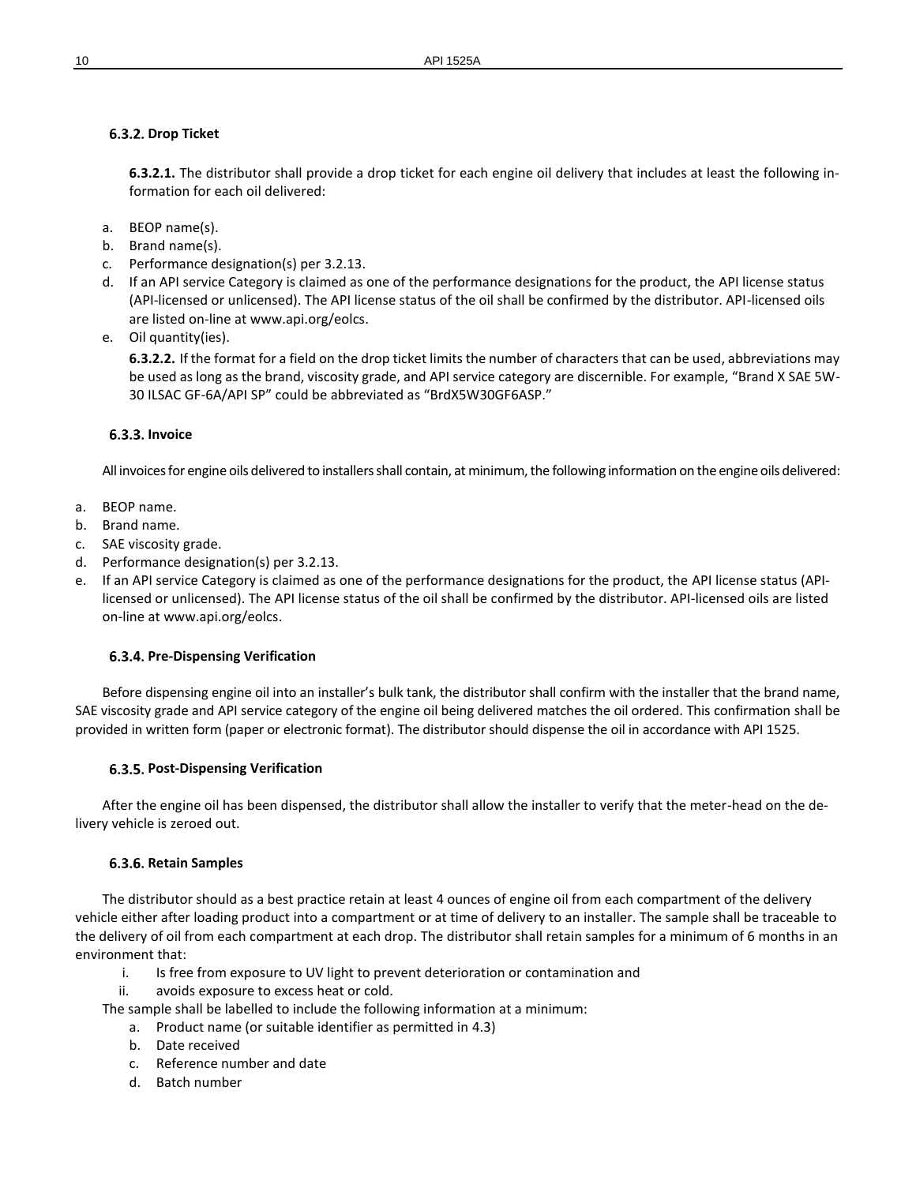### 6.3.2. Drop Ticket

**6.3.2.1.** The distributor shall provide a drop ticket for each engine oil delivery that includes at least the following information for each oil delivered:

a. BEOP name(s).
b. Brand name(s).
c. Performance designation(s) per 3.2.13.
d. If an API service Category is claimed as one of the performance designations for the product, the API license status (API-licensed or unlicensed). The API license status of the oil shall be confirmed by the distributor. API-licensed oils are listed on-line at www.api.org/eolcs.
e. Oil quantity(ies).

**6.3.2.2.** If the format for a field on the drop ticket limits the number of characters that can be used, abbreviations may be used as long as the brand, viscosity grade, and API service category are discernible. For example, "Brand X SAE 5W-30 ILSAC GF-6A/API SP" could be abbreviated as "BrdX5W30GF6ASP."

### 6.3.3. Invoice

All invoices for engine oils delivered to installers shall contain, at minimum, the following information on the engine oils delivered:

a. BEOP name.
b. Brand name.
c. SAE viscosity grade.
d. Performance designation(s) per 3.2.13.
e. If an API service Category is claimed as one of the performance designations for the product, the API license status (API-licensed or unlicensed). The API license status of the oil shall be confirmed by the distributor. API-licensed oils are listed on-line at www.api.org/eolcs.

### 6.3.4. Pre-Dispensing Verification

Before dispensing engine oil into an installer's bulk tank, the distributor shall confirm with the installer that the brand name, SAE viscosity grade and API service category of the engine oil being delivered matches the oil ordered. This confirmation shall be provided in written form (paper or electronic format). The distributor should dispense the oil in accordance with API 1525.

### 6.3.5. Post-Dispensing Verification

After the engine oil has been dispensed, the distributor shall allow the installer to verify that the meter-head on the delivery vehicle is zeroed out.

### 6.3.6. Retain Samples

The distributor should as a best practice retain at least 4 ounces of engine oil from each compartment of the delivery vehicle either after loading product into a compartment or at time of delivery to an installer. The sample shall be traceable to the delivery of oil from each compartment at each drop. The distributor shall retain samples for a minimum of 6 months in an environment that:

i. Is free from exposure to UV light to prevent deterioration or contamination and
ii. avoids exposure to excess heat or cold.

The sample shall be labelled to include the following information at a minimum:

a. Product name (or suitable identifier as permitted in 4.3)
b. Date received
c. Reference number and date
d. Batch number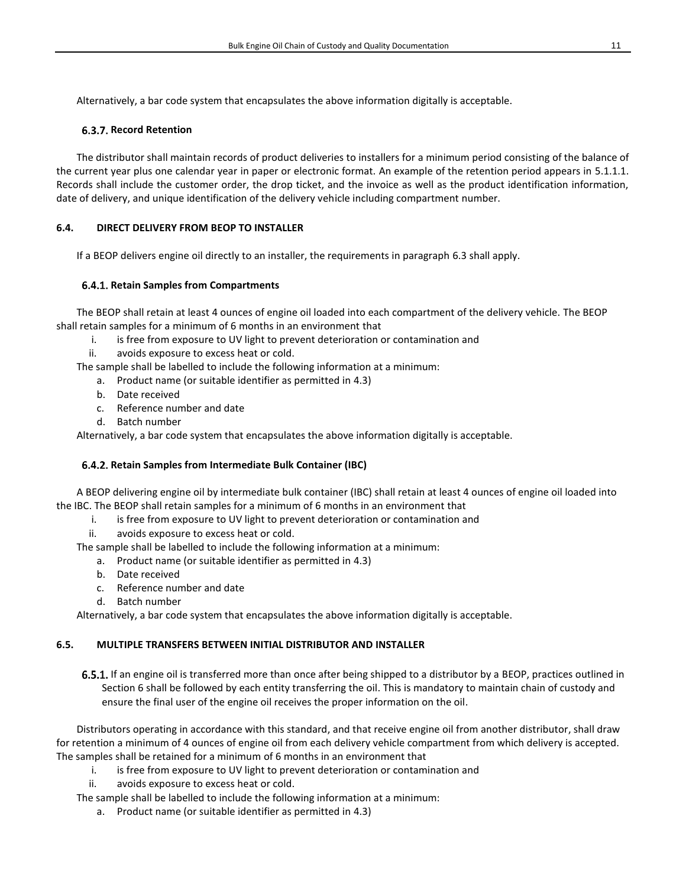Alternatively, a bar code system that encapsulates the above information digitally is acceptable.

#### 6.3.7. Record Retention

The distributor shall maintain records of product deliveries to installers for a minimum period consisting of the balance of the current year plus one calendar year in paper or electronic format. An example of the retention period appears in 5.1.1.1. Records shall include the customer order, the drop ticket, and the invoice as well as the product identification information, date of delivery, and unique identification of the delivery vehicle including compartment number.

## 6.4. DIRECT DELIVERY FROM BEOP TO INSTALLER

If a BEOP delivers engine oil directly to an installer, the requirements in paragraph 6.3 shall apply.

### 6.4.1. Retain Samples from Compartments

The BEOP shall retain at least 4 ounces of engine oil loaded into each compartment of the delivery vehicle. The BEOP shall retain samples for a minimum of 6 months in an environment that

i. is free from exposure to UV light to prevent deterioration or contamination and
ii. avoids exposure to excess heat or cold.

The sample shall be labelled to include the following information at a minimum:

a. Product name (or suitable identifier as permitted in 4.3)
b. Date received
c. Reference number and date
d. Batch number

Alternatively, a bar code system that encapsulates the above information digitally is acceptable.

### 6.4.2. Retain Samples from Intermediate Bulk Container (IBC)

A BEOP delivering engine oil by intermediate bulk container (IBC) shall retain at least 4 ounces of engine oil loaded into the IBC. The BEOP shall retain samples for a minimum of 6 months in an environment that

i. is free from exposure to UV light to prevent deterioration or contamination and
ii. avoids exposure to excess heat or cold.

The sample shall be labelled to include the following information at a minimum:

a. Product name (or suitable identifier as permitted in 4.3)
b. Date received
c. Reference number and date
d. Batch number

Alternatively, a bar code system that encapsulates the above information digitally is acceptable.

## 6.5. MULTIPLE TRANSFERS BETWEEN INITIAL DISTRIBUTOR AND INSTALLER

6.5.1. If an engine oil is transferred more than once after being shipped to a distributor by a BEOP, practices outlined in Section 6 shall be followed by each entity transferring the oil. This is mandatory to maintain chain of custody and ensure the final user of the engine oil receives the proper information on the oil.

Distributors operating in accordance with this standard, and that receive engine oil from another distributor, shall draw for retention a minimum of 4 ounces of engine oil from each delivery vehicle compartment from which delivery is accepted. The samples shall be retained for a minimum of 6 months in an environment that

i. is free from exposure to UV light to prevent deterioration or contamination and
ii. avoids exposure to excess heat or cold.

The sample shall be labelled to include the following information at a minimum:

a. Product name (or suitable identifier as permitted in 4.3)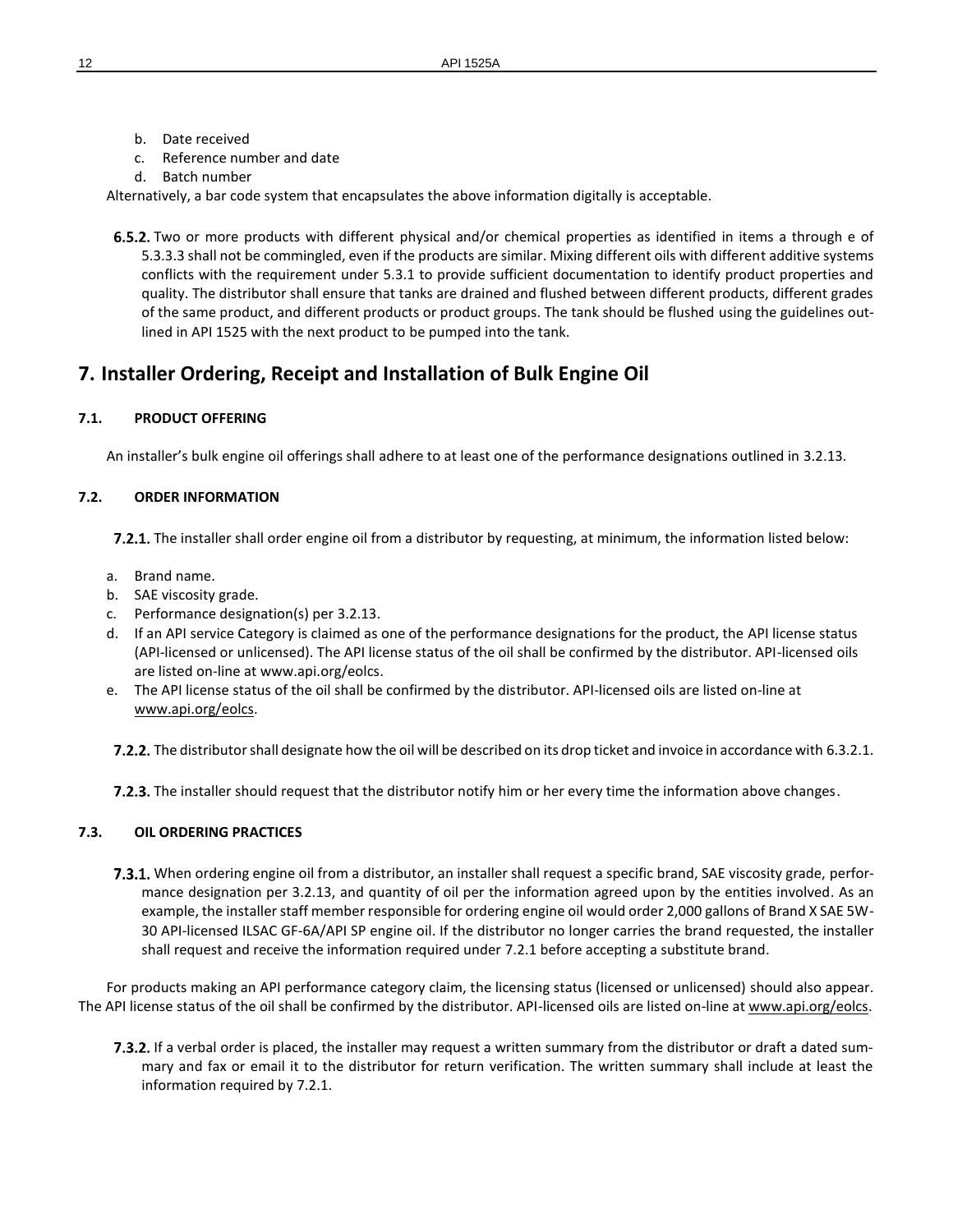b. Date received
c. Reference number and date
d. Batch number

Alternatively, a bar code system that encapsulates the above information digitally is acceptable.

**6.5.2.** Two or more products with different physical and/or chemical properties as identified in items a through e of 5.3.3.3 shall not be commingled, even if the products are similar. Mixing different oils with different additive systems conflicts with the requirement under 5.3.1 to provide sufficient documentation to identify product properties and quality. The distributor shall ensure that tanks are drained and flushed between different products, different grades of the same product, and different products or product groups. The tank should be flushed using the guidelines outlined in API 1525 with the next product to be pumped into the tank.

# 7. Installer Ordering, Receipt and Installation of Bulk Engine Oil

### 7.1. PRODUCT OFFERING

An installer's bulk engine oil offerings shall adhere to at least one of the performance designations outlined in 3.2.13.

### 7.2. ORDER INFORMATION

**7.2.1.** The installer shall order engine oil from a distributor by requesting, at minimum, the information listed below:

a. Brand name.
b. SAE viscosity grade.
c. Performance designation(s) per 3.2.13.
d. If an API service Category is claimed as one of the performance designations for the product, the API license status (API-licensed or unlicensed). The API license status of the oil shall be confirmed by the distributor. API-licensed oils are listed on-line at www.api.org/eolcs.
e. The API license status of the oil shall be confirmed by the distributor. API-licensed oils are listed on-line at www.api.org/eolcs.

**7.2.2.** The distributor shall designate how the oil will be described on its drop ticket and invoice in accordance with 6.3.2.1.

**7.2.3.** The installer should request that the distributor notify him or her every time the information above changes.

### 7.3. OIL ORDERING PRACTICES

**7.3.1.** When ordering engine oil from a distributor, an installer shall request a specific brand, SAE viscosity grade, performance designation per 3.2.13, and quantity of oil per the information agreed upon by the entities involved. As an example, the installer staff member responsible for ordering engine oil would order 2,000 gallons of Brand X SAE 5W-30 API-licensed ILSAC GF-6A/API SP engine oil. If the distributor no longer carries the brand requested, the installer shall request and receive the information required under 7.2.1 before accepting a substitute brand.

For products making an API performance category claim, the licensing status (licensed or unlicensed) should also appear. The API license status of the oil shall be confirmed by the distributor. API-licensed oils are listed on-line at www.api.org/eolcs.

**7.3.2.** If a verbal order is placed, the installer may request a written summary from the distributor or draft a dated summary and fax or email it to the distributor for return verification. The written summary shall include at least the information required by 7.2.1.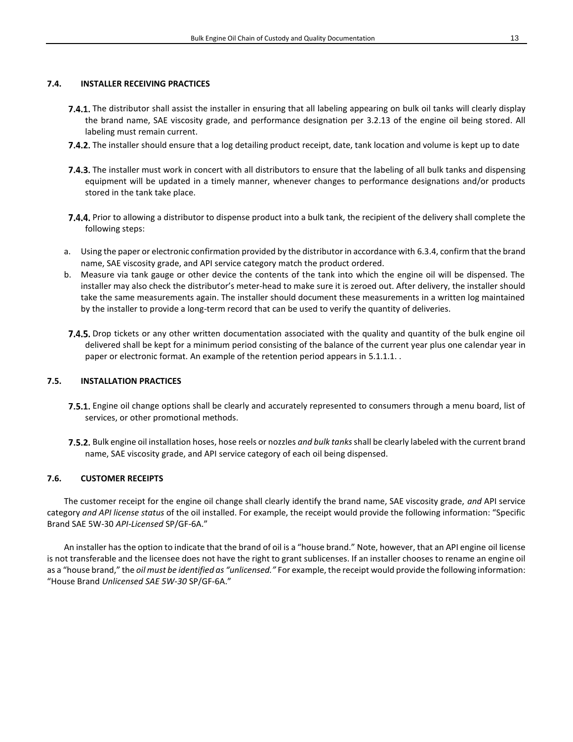### 7.4. INSTALLER RECEIVING PRACTICES

**7.4.1.** The distributor shall assist the installer in ensuring that all labeling appearing on bulk oil tanks will clearly display the brand name, SAE viscosity grade, and performance designation per 3.2.13 of the engine oil being stored. All labeling must remain current.

**7.4.2.** The installer should ensure that a log detailing product receipt, date, tank location and volume is kept up to date

**7.4.3.** The installer must work in concert with all distributors to ensure that the labeling of all bulk tanks and dispensing equipment will be updated in a timely manner, whenever changes to performance designations and/or products stored in the tank take place.

**7.4.4.** Prior to allowing a distributor to dispense product into a bulk tank, the recipient of the delivery shall complete the following steps:

a. Using the paper or electronic confirmation provided by the distributor in accordance with 6.3.4, confirm that the brand name, SAE viscosity grade, and API service category match the product ordered.
b. Measure via tank gauge or other device the contents of the tank into which the engine oil will be dispensed. The installer may also check the distributor's meter-head to make sure it is zeroed out. After delivery, the installer should take the same measurements again. The installer should document these measurements in a written log maintained by the installer to provide a long-term record that can be used to verify the quantity of deliveries.

**7.4.5.** Drop tickets or any other written documentation associated with the quality and quantity of the bulk engine oil delivered shall be kept for a minimum period consisting of the balance of the current year plus one calendar year in paper or electronic format. An example of the retention period appears in 5.1.1.1. .

### 7.5. INSTALLATION PRACTICES

**7.5.1.** Engine oil change options shall be clearly and accurately represented to consumers through a menu board, list of services, or other promotional methods.

**7.5.2.** Bulk engine oil installation hoses, hose reels or nozzles *and bulk tanks* shall be clearly labeled with the current brand name, SAE viscosity grade, and API service category of each oil being dispensed.

### 7.6. CUSTOMER RECEIPTS

The customer receipt for the engine oil change shall clearly identify the brand name, SAE viscosity grade, *and* API service category *and API license status* of the oil installed. For example, the receipt would provide the following information: "Specific Brand SAE 5W-30 *API-Licensed* SP/GF-6A."

An installer has the option to indicate that the brand of oil is a "house brand." Note, however, that an API engine oil license is not transferable and the licensee does not have the right to grant sublicenses. If an installer chooses to rename an engine oil as a "house brand," the *oil must be identified as "unlicensed."* For example, the receipt would provide the following information: "House Brand *Unlicensed SAE 5W-30* SP/GF-6A."